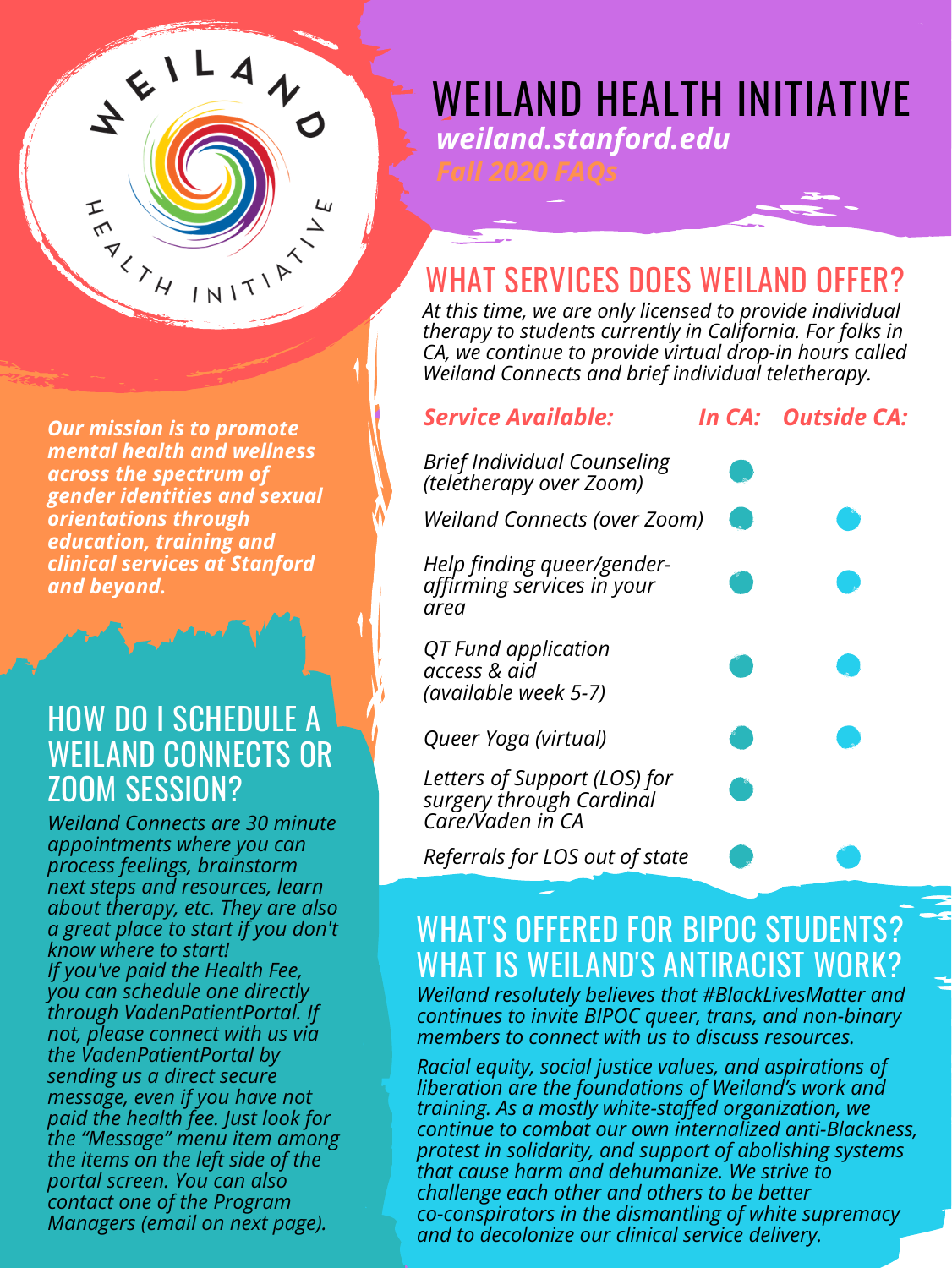# WEILAND HEALTH INITIATIVE

***weiland.stanford.edu***

***Fall 2020 FAQs***

***Our mission is to promote mental health and wellness across the spectrum of gender identities and sexual orientations through education, training and clinical services at Stanford and beyond.***

## WHAT SERVICES DOES WEILAND OFFER?

*At this time, we are only licensed to provide individual therapy to students currently in California. For folks in CA, we continue to provide virtual drop-in hours called Weiland Connects and brief individual teletherapy.*

| ***Service Available:*** | ***In CA:*** | ***Outside CA:*** |
|---|---|---|
| *Brief Individual Counseling (teletherapy over Zoom)* | ● | |
| *Weiland Connects (over Zoom)* | ● | ● |
| *Help finding queer/gender-affirming services in your area* | ● | ● |
| *QT Fund application access & aid (available week 5-7)* | ● | ● |
| *Queer Yoga (virtual)* | ● | ● |
| *Letters of Support (LOS) for surgery through Cardinal Care/Vaden in CA* | ● | |
| *Referrals for LOS out of state* | ● | ● |

## HOW DO I SCHEDULE A WEILAND CONNECTS OR ZOOM SESSION?

*Weiland Connects are 30 minute appointments where you can process feelings, brainstorm next steps and resources, learn about therapy, etc. They are also a great place to start if you don't know where to start!*

*If you've paid the Health Fee, you can schedule one directly through VadenPatientPortal. If not, please connect with us via the VadenPatientPortal by sending us a direct secure message, even if you have not paid the health fee. Just look for the "Message" menu item among the items on the left side of the portal screen. You can also contact one of the Program Managers (email on next page).*

## WHAT'S OFFERED FOR BIPOC STUDENTS? WHAT IS WEILAND'S ANTIRACIST WORK?

*Weiland resolutely believes that #BlackLivesMatter and continues to invite BIPOC queer, trans, and non-binary members to connect with us to discuss resources.*

*Racial equity, social justice values, and aspirations of liberation are the foundations of Weiland's work and training. As a mostly white-staffed organization, we continue to combat our own internalized anti-Blackness, protest in solidarity, and support of abolishing systems that cause harm and dehumanize. We strive to challenge each other and others to be better co-conspirators in the dismantling of white supremacy and to decolonize our clinical service delivery.*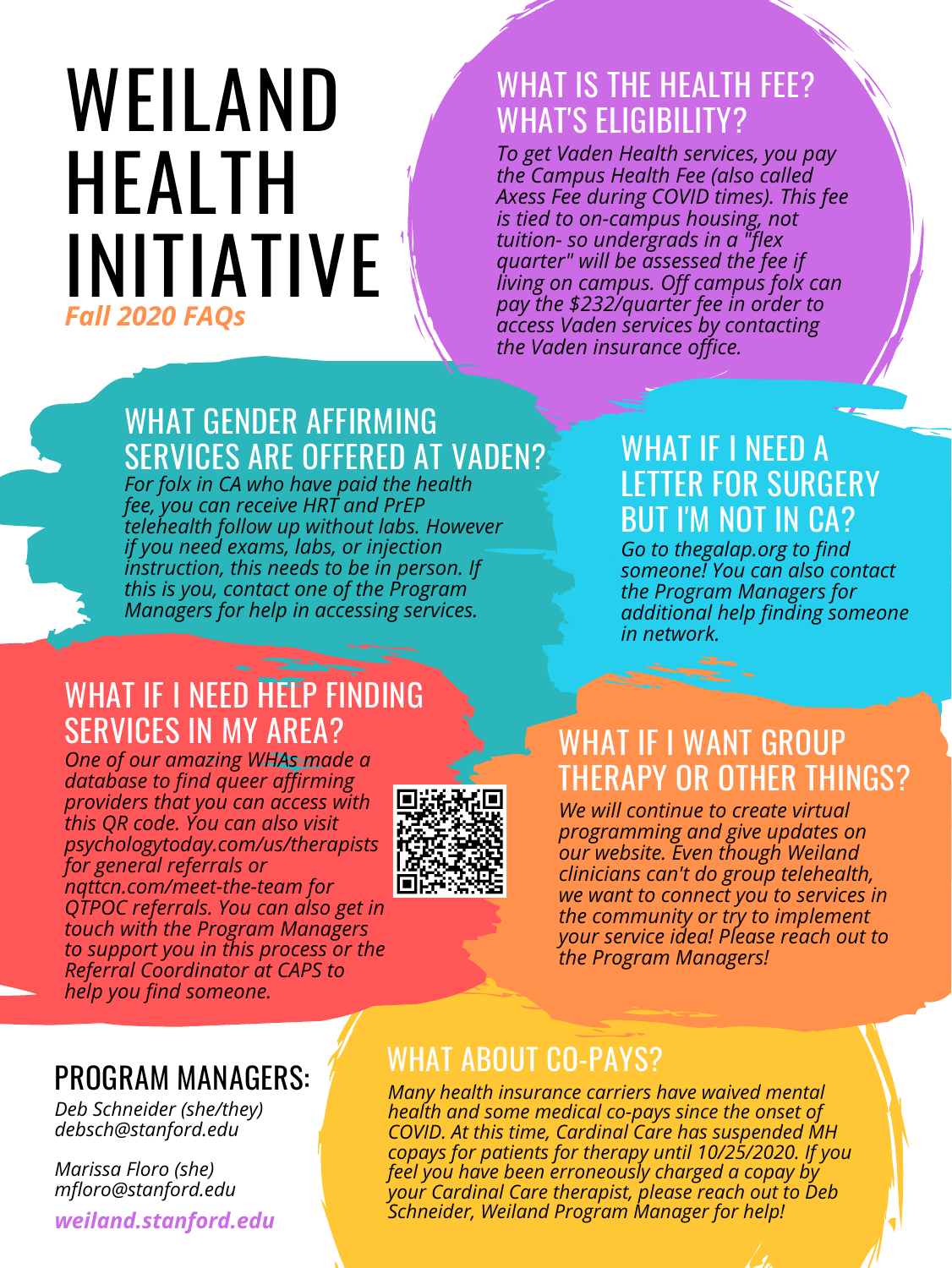# WEILAND HEALTH INITIATIVE

***Fall 2020 FAQs***

## WHAT IS THE HEALTH FEE? WHAT'S ELIGIBILITY?

*To get Vaden Health services, you pay the Campus Health Fee (also called Axess Fee during COVID times). This fee is tied to on-campus housing, not tuition- so undergrads in a "flex quarter" will be assessed the fee if living on campus. Off campus folx can pay the $232/quarter fee in order to access Vaden services by contacting the Vaden insurance office.*

## WHAT GENDER AFFIRMING SERVICES ARE OFFERED AT VADEN?

*For folx in CA who have paid the health fee, you can receive HRT and PrEP telehealth follow up without labs. However if you need exams, labs, or injection instruction, this needs to be in person. If this is you, contact one of the Program Managers for help in accessing services.*

## WHAT IF I NEED A LETTER FOR SURGERY BUT I'M NOT IN CA?

*Go to thegalap.org to find someone! You can also contact the Program Managers for additional help finding someone in network.*

## WHAT IF I NEED HELP FINDING SERVICES IN MY AREA?

*One of our amazing WHAs made a database to find queer affirming providers that you can access with this QR code. You can also visit psychologytoday.com/us/therapists for general referrals or nqttcn.com/meet-the-team for QTPOC referrals. You can also get in touch with the Program Managers to support you in this process or the Referral Coordinator at CAPS to help you find someone.*

## WHAT IF I WANT GROUP THERAPY OR OTHER THINGS?

*We will continue to create virtual programming and give updates on our website. Even though Weiland clinicians can't do group telehealth, we want to connect you to services in the community or try to implement your service idea! Please reach out to the Program Managers!*

## PROGRAM MANAGERS:

*Deb Schneider (she/they)*
*debsch@stanford.edu*

*Marissa Floro (she)*
*mfloro@stanford.edu*

***weiland.stanford.edu***

## WHAT ABOUT CO-PAYS?

*Many health insurance carriers have waived mental health and some medical co-pays since the onset of COVID. At this time, Cardinal Care has suspended MH copays for patients for therapy until 10/25/2020. If you feel you have been erroneously charged a copay by your Cardinal Care therapist, please reach out to Deb Schneider, Weiland Program Manager for help!*